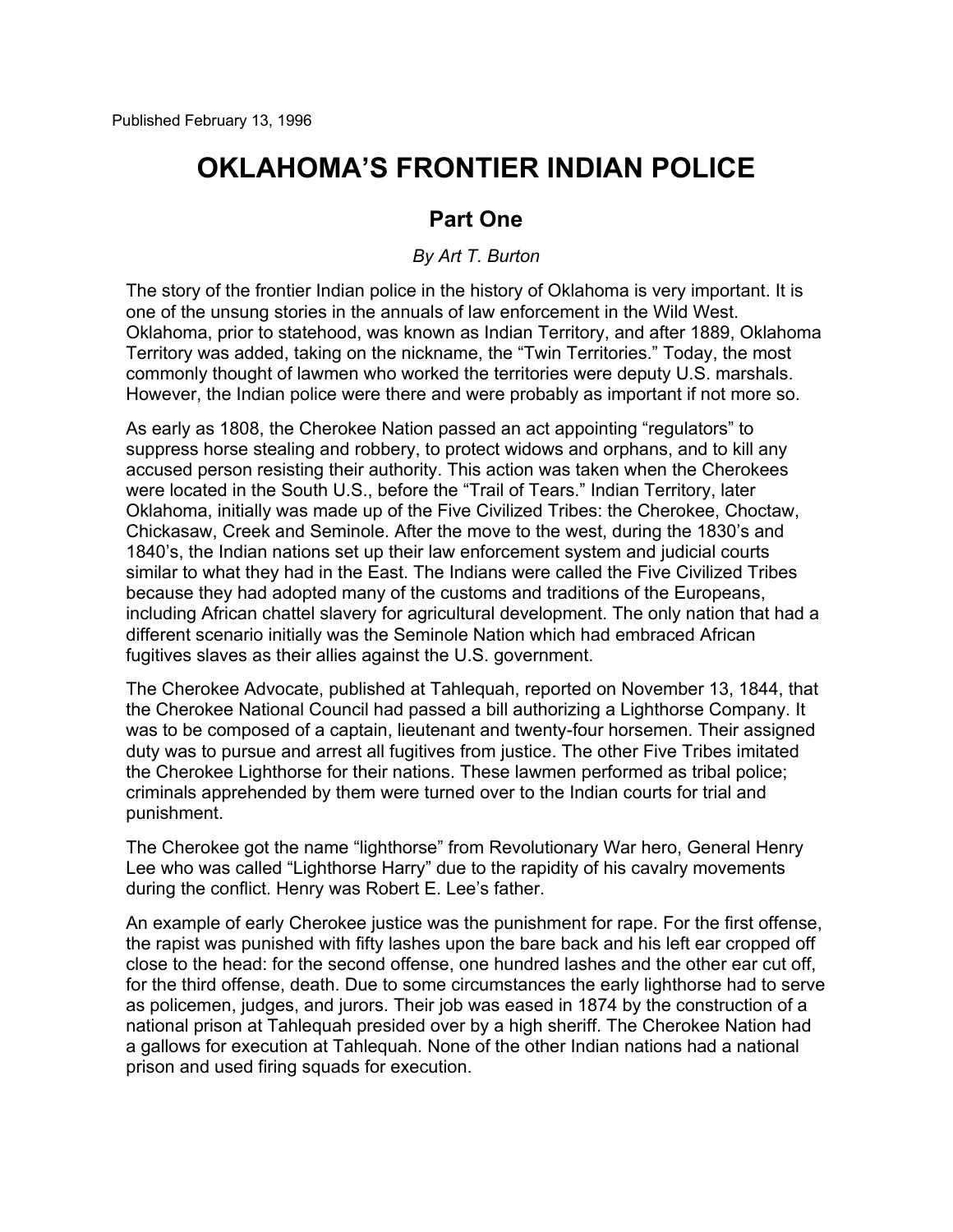Published February 13, 1996

# OKLAHOMA'S FRONTIER INDIAN POLICE

## Part One

*By Art T. Burton*

The story of the frontier Indian police in the history of Oklahoma is very important. It is one of the unsung stories in the annuals of law enforcement in the Wild West. Oklahoma, prior to statehood, was known as Indian Territory, and after 1889, Oklahoma Territory was added, taking on the nickname, the "Twin Territories." Today, the most commonly thought of lawmen who worked the territories were deputy U.S. marshals. However, the Indian police were there and were probably as important if not more so.

As early as 1808, the Cherokee Nation passed an act appointing "regulators" to suppress horse stealing and robbery, to protect widows and orphans, and to kill any accused person resisting their authority. This action was taken when the Cherokees were located in the South U.S., before the "Trail of Tears." Indian Territory, later Oklahoma, initially was made up of the Five Civilized Tribes: the Cherokee, Choctaw, Chickasaw, Creek and Seminole. After the move to the west, during the 1830's and 1840's, the Indian nations set up their law enforcement system and judicial courts similar to what they had in the East. The Indians were called the Five Civilized Tribes because they had adopted many of the customs and traditions of the Europeans, including African chattel slavery for agricultural development. The only nation that had a different scenario initially was the Seminole Nation which had embraced African fugitives slaves as their allies against the U.S. government.

The Cherokee Advocate, published at Tahlequah, reported on November 13, 1844, that the Cherokee National Council had passed a bill authorizing a Lighthorse Company. It was to be composed of a captain, lieutenant and twenty-four horsemen. Their assigned duty was to pursue and arrest all fugitives from justice. The other Five Tribes imitated the Cherokee Lighthorse for their nations. These lawmen performed as tribal police; criminals apprehended by them were turned over to the Indian courts for trial and punishment.

The Cherokee got the name "lighthorse" from Revolutionary War hero, General Henry Lee who was called "Lighthorse Harry" due to the rapidity of his cavalry movements during the conflict. Henry was Robert E. Lee's father.

An example of early Cherokee justice was the punishment for rape. For the first offense, the rapist was punished with fifty lashes upon the bare back and his left ear cropped off close to the head: for the second offense, one hundred lashes and the other ear cut off, for the third offense, death. Due to some circumstances the early lighthorse had to serve as policemen, judges, and jurors. Their job was eased in 1874 by the construction of a national prison at Tahlequah presided over by a high sheriff. The Cherokee Nation had a gallows for execution at Tahlequah. None of the other Indian nations had a national prison and used firing squads for execution.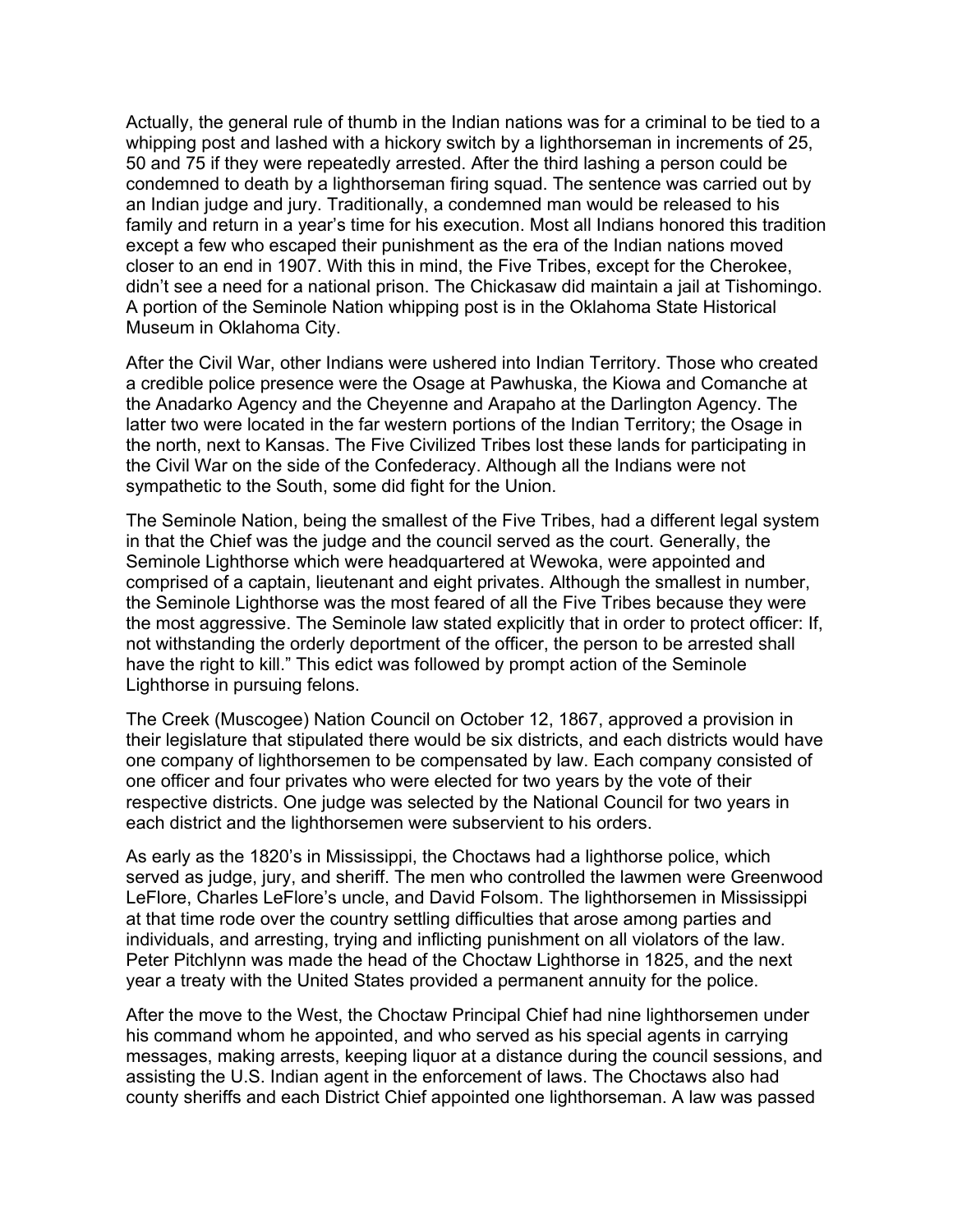Actually, the general rule of thumb in the Indian nations was for a criminal to be tied to a whipping post and lashed with a hickory switch by a lighthorseman in increments of 25, 50 and 75 if they were repeatedly arrested. After the third lashing a person could be condemned to death by a lighthorseman firing squad. The sentence was carried out by an Indian judge and jury. Traditionally, a condemned man would be released to his family and return in a year's time for his execution. Most all Indians honored this tradition except a few who escaped their punishment as the era of the Indian nations moved closer to an end in 1907. With this in mind, the Five Tribes, except for the Cherokee, didn't see a need for a national prison. The Chickasaw did maintain a jail at Tishomingo. A portion of the Seminole Nation whipping post is in the Oklahoma State Historical Museum in Oklahoma City.

After the Civil War, other Indians were ushered into Indian Territory. Those who created a credible police presence were the Osage at Pawhuska, the Kiowa and Comanche at the Anadarko Agency and the Cheyenne and Arapaho at the Darlington Agency. The latter two were located in the far western portions of the Indian Territory; the Osage in the north, next to Kansas. The Five Civilized Tribes lost these lands for participating in the Civil War on the side of the Confederacy. Although all the Indians were not sympathetic to the South, some did fight for the Union.

The Seminole Nation, being the smallest of the Five Tribes, had a different legal system in that the Chief was the judge and the council served as the court. Generally, the Seminole Lighthorse which were headquartered at Wewoka, were appointed and comprised of a captain, lieutenant and eight privates. Although the smallest in number, the Seminole Lighthorse was the most feared of all the Five Tribes because they were the most aggressive. The Seminole law stated explicitly that in order to protect officer: If, not withstanding the orderly deportment of the officer, the person to be arrested shall have the right to kill." This edict was followed by prompt action of the Seminole Lighthorse in pursuing felons.

The Creek (Muscogee) Nation Council on October 12, 1867, approved a provision in their legislature that stipulated there would be six districts, and each districts would have one company of lighthorsemen to be compensated by law. Each company consisted of one officer and four privates who were elected for two years by the vote of their respective districts. One judge was selected by the National Council for two years in each district and the lighthorsemen were subservient to his orders.

As early as the 1820's in Mississippi, the Choctaws had a lighthorse police, which served as judge, jury, and sheriff. The men who controlled the lawmen were Greenwood LeFlore, Charles LeFlore's uncle, and David Folsom. The lighthorsemen in Mississippi at that time rode over the country settling difficulties that arose among parties and individuals, and arresting, trying and inflicting punishment on all violators of the law. Peter Pitchlynn was made the head of the Choctaw Lighthorse in 1825, and the next year a treaty with the United States provided a permanent annuity for the police.

After the move to the West, the Choctaw Principal Chief had nine lighthorsemen under his command whom he appointed, and who served as his special agents in carrying messages, making arrests, keeping liquor at a distance during the council sessions, and assisting the U.S. Indian agent in the enforcement of laws. The Choctaws also had county sheriffs and each District Chief appointed one lighthorseman. A law was passed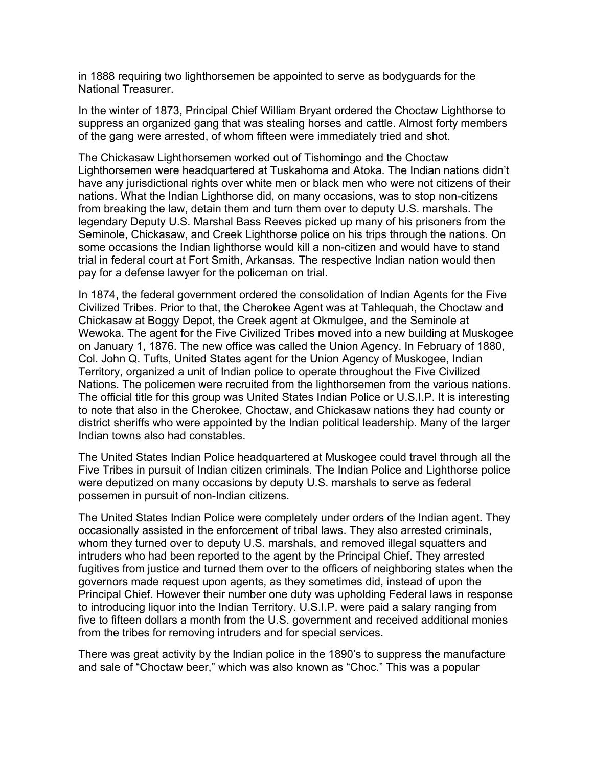in 1888 requiring two lighthorsemen be appointed to serve as bodyguards for the National Treasurer.

In the winter of 1873, Principal Chief William Bryant ordered the Choctaw Lighthorse to suppress an organized gang that was stealing horses and cattle. Almost forty members of the gang were arrested, of whom fifteen were immediately tried and shot.

The Chickasaw Lighthorsemen worked out of Tishomingo and the Choctaw Lighthorsemen were headquartered at Tuskahoma and Atoka. The Indian nations didn't have any jurisdictional rights over white men or black men who were not citizens of their nations. What the Indian Lighthorse did, on many occasions, was to stop non-citizens from breaking the law, detain them and turn them over to deputy U.S. marshals. The legendary Deputy U.S. Marshal Bass Reeves picked up many of his prisoners from the Seminole, Chickasaw, and Creek Lighthorse police on his trips through the nations. On some occasions the Indian lighthorse would kill a non-citizen and would have to stand trial in federal court at Fort Smith, Arkansas. The respective Indian nation would then pay for a defense lawyer for the policeman on trial.

In 1874, the federal government ordered the consolidation of Indian Agents for the Five Civilized Tribes. Prior to that, the Cherokee Agent was at Tahlequah, the Choctaw and Chickasaw at Boggy Depot, the Creek agent at Okmulgee, and the Seminole at Wewoka. The agent for the Five Civilized Tribes moved into a new building at Muskogee on January 1, 1876. The new office was called the Union Agency. In February of 1880, Col. John Q. Tufts, United States agent for the Union Agency of Muskogee, Indian Territory, organized a unit of Indian police to operate throughout the Five Civilized Nations. The policemen were recruited from the lighthorsemen from the various nations. The official title for this group was United States Indian Police or U.S.I.P. It is interesting to note that also in the Cherokee, Choctaw, and Chickasaw nations they had county or district sheriffs who were appointed by the Indian political leadership. Many of the larger Indian towns also had constables.

The United States Indian Police headquartered at Muskogee could travel through all the Five Tribes in pursuit of Indian citizen criminals. The Indian Police and Lighthorse police were deputized on many occasions by deputy U.S. marshals to serve as federal possemen in pursuit of non-Indian citizens.

The United States Indian Police were completely under orders of the Indian agent. They occasionally assisted in the enforcement of tribal laws. They also arrested criminals, whom they turned over to deputy U.S. marshals, and removed illegal squatters and intruders who had been reported to the agent by the Principal Chief. They arrested fugitives from justice and turned them over to the officers of neighboring states when the governors made request upon agents, as they sometimes did, instead of upon the Principal Chief. However their number one duty was upholding Federal laws in response to introducing liquor into the Indian Territory. U.S.I.P. were paid a salary ranging from five to fifteen dollars a month from the U.S. government and received additional monies from the tribes for removing intruders and for special services.

There was great activity by the Indian police in the 1890's to suppress the manufacture and sale of "Choctaw beer," which was also known as "Choc." This was a popular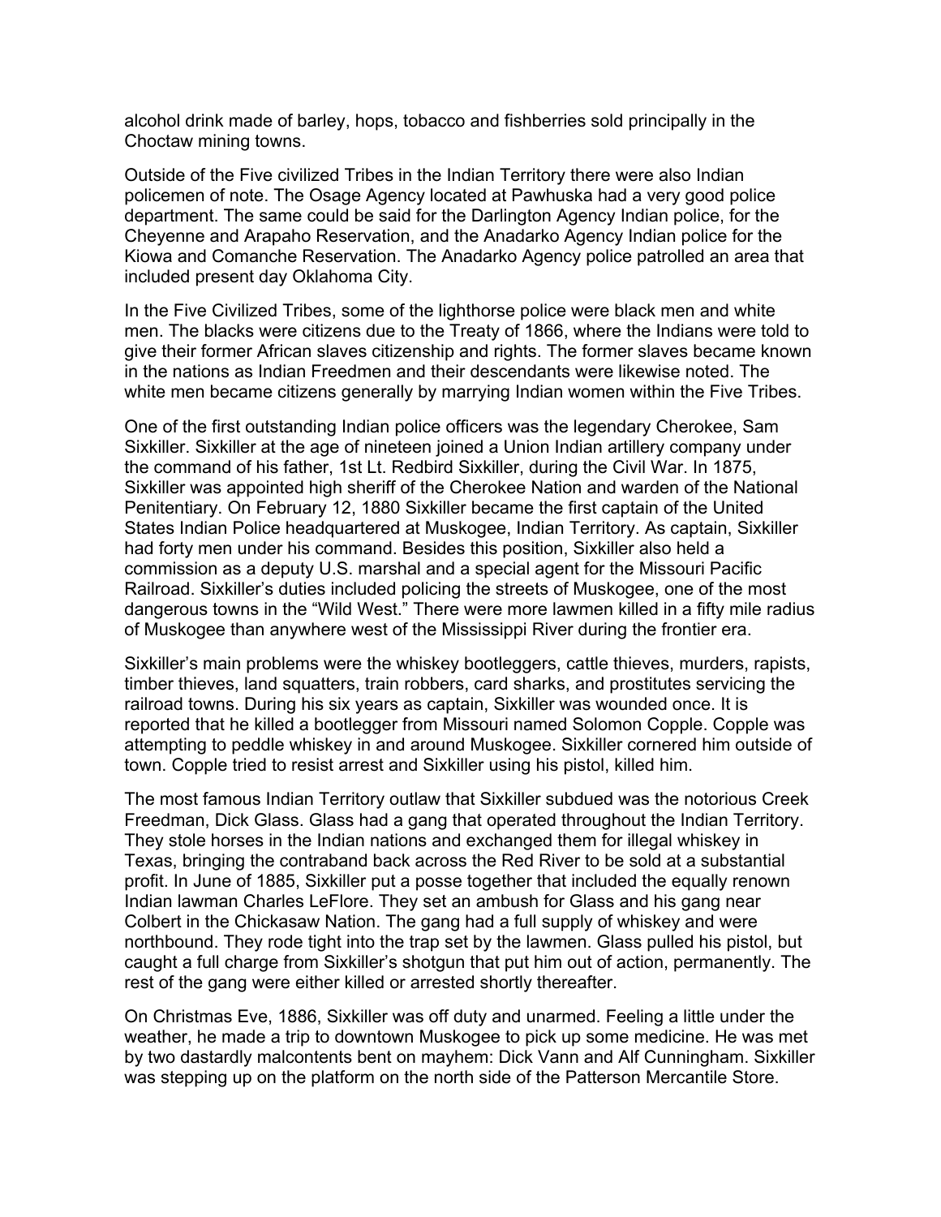alcohol drink made of barley, hops, tobacco and fishberries sold principally in the Choctaw mining towns.

Outside of the Five civilized Tribes in the Indian Territory there were also Indian policemen of note. The Osage Agency located at Pawhuska had a very good police department. The same could be said for the Darlington Agency Indian police, for the Cheyenne and Arapaho Reservation, and the Anadarko Agency Indian police for the Kiowa and Comanche Reservation. The Anadarko Agency police patrolled an area that included present day Oklahoma City.

In the Five Civilized Tribes, some of the lighthorse police were black men and white men. The blacks were citizens due to the Treaty of 1866, where the Indians were told to give their former African slaves citizenship and rights. The former slaves became known in the nations as Indian Freedmen and their descendants were likewise noted. The white men became citizens generally by marrying Indian women within the Five Tribes.

One of the first outstanding Indian police officers was the legendary Cherokee, Sam Sixkiller. Sixkiller at the age of nineteen joined a Union Indian artillery company under the command of his father, 1st Lt. Redbird Sixkiller, during the Civil War. In 1875, Sixkiller was appointed high sheriff of the Cherokee Nation and warden of the National Penitentiary. On February 12, 1880 Sixkiller became the first captain of the United States Indian Police headquartered at Muskogee, Indian Territory. As captain, Sixkiller had forty men under his command. Besides this position, Sixkiller also held a commission as a deputy U.S. marshal and a special agent for the Missouri Pacific Railroad. Sixkiller's duties included policing the streets of Muskogee, one of the most dangerous towns in the "Wild West." There were more lawmen killed in a fifty mile radius of Muskogee than anywhere west of the Mississippi River during the frontier era.

Sixkiller's main problems were the whiskey bootleggers, cattle thieves, murders, rapists, timber thieves, land squatters, train robbers, card sharks, and prostitutes servicing the railroad towns. During his six years as captain, Sixkiller was wounded once. It is reported that he killed a bootlegger from Missouri named Solomon Copple. Copple was attempting to peddle whiskey in and around Muskogee. Sixkiller cornered him outside of town. Copple tried to resist arrest and Sixkiller using his pistol, killed him.

The most famous Indian Territory outlaw that Sixkiller subdued was the notorious Creek Freedman, Dick Glass. Glass had a gang that operated throughout the Indian Territory. They stole horses in the Indian nations and exchanged them for illegal whiskey in Texas, bringing the contraband back across the Red River to be sold at a substantial profit. In June of 1885, Sixkiller put a posse together that included the equally renown Indian lawman Charles LeFlore. They set an ambush for Glass and his gang near Colbert in the Chickasaw Nation. The gang had a full supply of whiskey and were northbound. They rode tight into the trap set by the lawmen. Glass pulled his pistol, but caught a full charge from Sixkiller's shotgun that put him out of action, permanently. The rest of the gang were either killed or arrested shortly thereafter.

On Christmas Eve, 1886, Sixkiller was off duty and unarmed. Feeling a little under the weather, he made a trip to downtown Muskogee to pick up some medicine. He was met by two dastardly malcontents bent on mayhem: Dick Vann and Alf Cunningham. Sixkiller was stepping up on the platform on the north side of the Patterson Mercantile Store.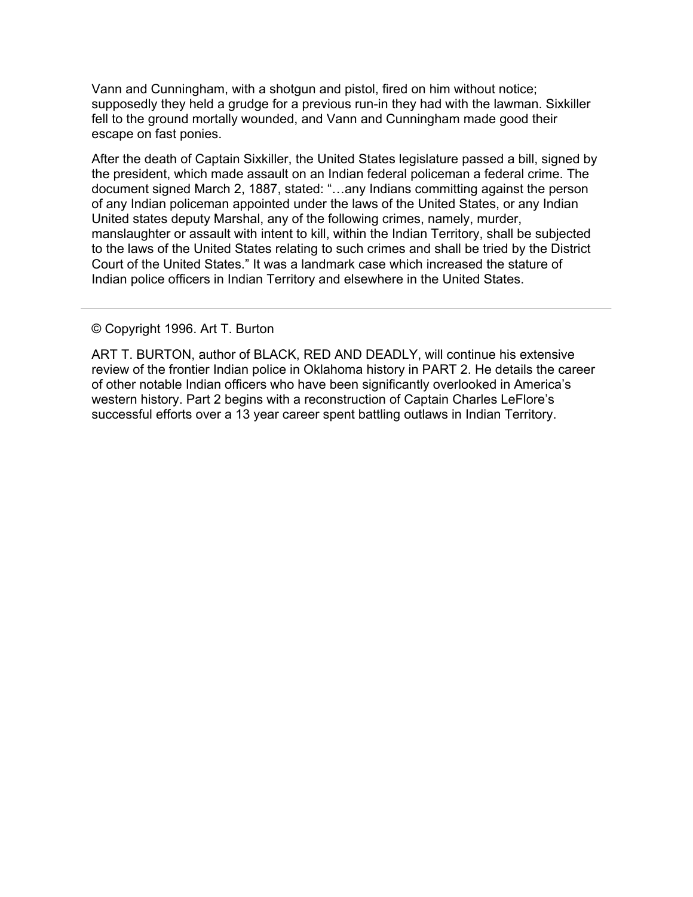Vann and Cunningham, with a shotgun and pistol, fired on him without notice; supposedly they held a grudge for a previous run-in they had with the lawman. Sixkiller fell to the ground mortally wounded, and Vann and Cunningham made good their escape on fast ponies.

After the death of Captain Sixkiller, the United States legislature passed a bill, signed by the president, which made assault on an Indian federal policeman a federal crime. The document signed March 2, 1887, stated: "…any Indians committing against the person of any Indian policeman appointed under the laws of the United States, or any Indian United states deputy Marshal, any of the following crimes, namely, murder, manslaughter or assault with intent to kill, within the Indian Territory, shall be subjected to the laws of the United States relating to such crimes and shall be tried by the District Court of the United States." It was a landmark case which increased the stature of Indian police officers in Indian Territory and elsewhere in the United States.

---

© Copyright 1996. Art T. Burton

ART T. BURTON, author of BLACK, RED AND DEADLY, will continue his extensive review of the frontier Indian police in Oklahoma history in PART 2. He details the career of other notable Indian officers who have been significantly overlooked in America's western history. Part 2 begins with a reconstruction of Captain Charles LeFlore's successful efforts over a 13 year career spent battling outlaws in Indian Territory.